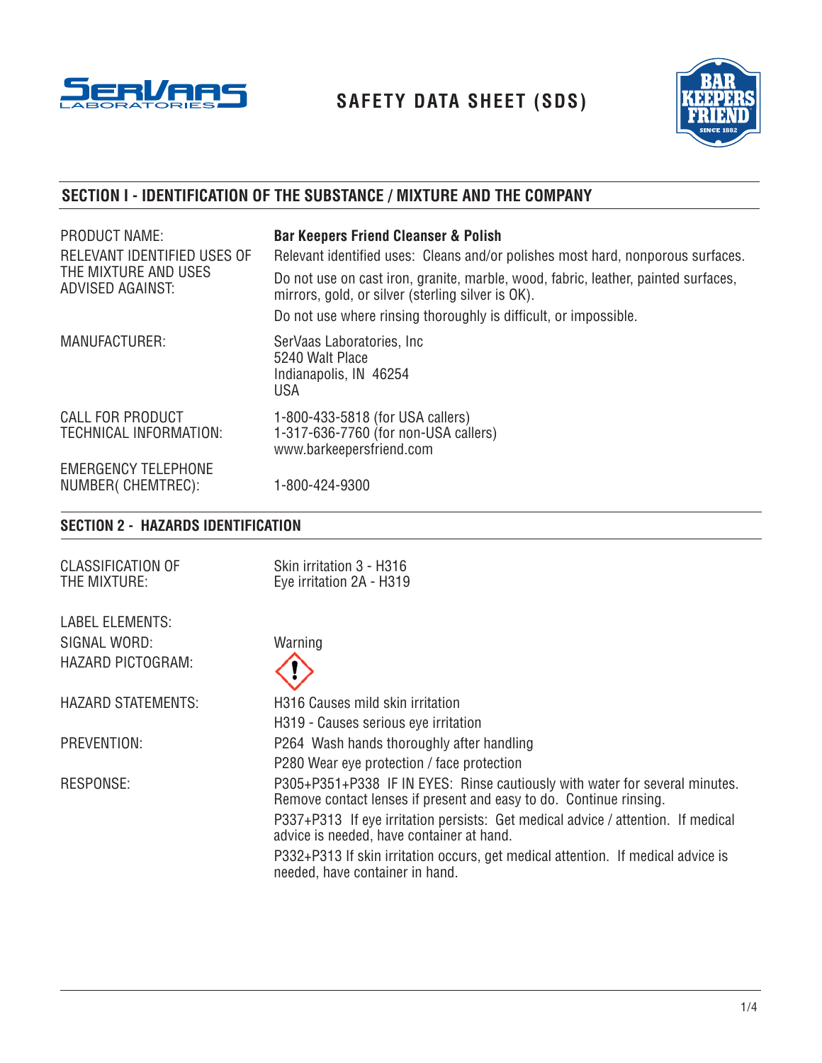# SAFETY DATA SHEET (SDS)

## SECTION I - IDENTIFICATION OF THE SUBSTANCE / MIXTURE AND THE COMPANY

| | |
|---|---|
| PRODUCT NAME: | **Bar Keepers Friend Cleanser & Polish** |
| RELEVANT IDENTIFIED USES OF THE MIXTURE AND USES ADVISED AGAINST: | Relevant identified uses: Cleans and/or polishes most hard, nonporous surfaces. <br> Do not use on cast iron, granite, marble, wood, fabric, leather, painted surfaces, mirrors, gold, or silver (sterling silver is OK). <br> Do not use where rinsing thoroughly is difficult, or impossible. |
| MANUFACTURER: | SerVaas Laboratories, Inc <br> 5240 Walt Place <br> Indianapolis, IN 46254 <br> USA |
| CALL FOR PRODUCT TECHNICAL INFORMATION: | 1-800-433-5818 (for USA callers) <br> 1-317-636-7760 (for non-USA callers) <br> www.barkeepersfriend.com |
| EMERGENCY TELEPHONE NUMBER( CHEMTREC): | 1-800-424-9300 |

## SECTION 2 - HAZARDS IDENTIFICATION

| | |
|---|---|
| CLASSIFICATION OF THE MIXTURE: | Skin irritation 3 - H316 <br> Eye irritation 2A - H319 |
| LABEL ELEMENTS: | |
| SIGNAL WORD: | Warning |
| HAZARD PICTOGRAM: | (!) |
| HAZARD STATEMENTS: | H316 Causes mild skin irritation <br> H319 - Causes serious eye irritation |
| PREVENTION: | P264 Wash hands thoroughly after handling <br> P280 Wear eye protection / face protection |
| RESPONSE: | P305+P351+P338 IF IN EYES: Rinse cautiously with water for several minutes. Remove contact lenses if present and easy to do. Continue rinsing. <br> P337+P313 If eye irritation persists: Get medical advice / attention. If medical advice is needed, have container at hand. <br> P332+P313 If skin irritation occurs, get medical attention. If medical advice is needed, have container in hand. |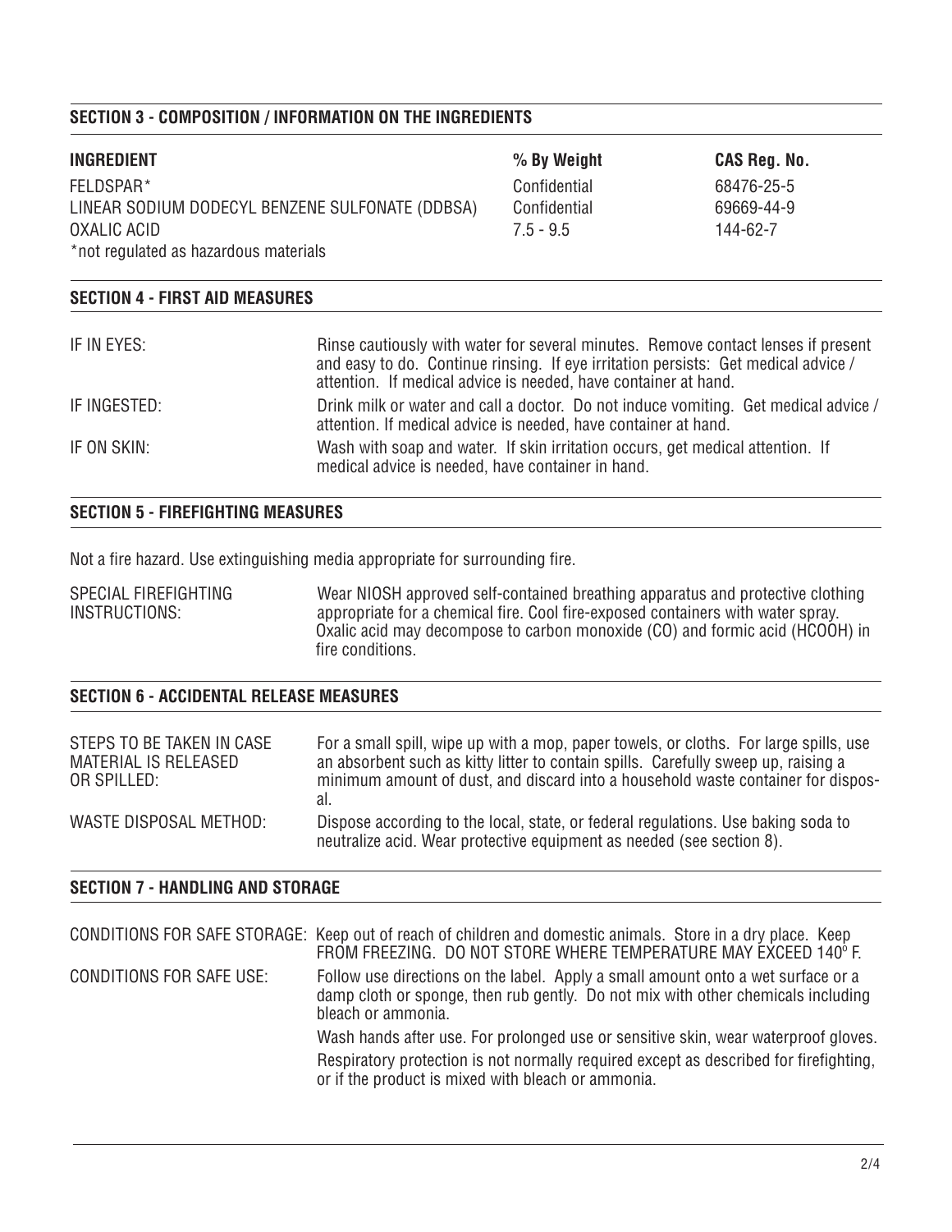## SECTION 3 - COMPOSITION / INFORMATION ON THE INGREDIENTS

| INGREDIENT | % By Weight | CAS Reg. No. |
| --- | --- | --- |
| FELDSPAR* | Confidential | 68476-25-5 |
| LINEAR SODIUM DODECYL BENZENE SULFONATE (DDBSA) | Confidential | 69669-44-9 |
| OXALIC ACID | 7.5 - 9.5 | 144-62-7 |

*not regulated as hazardous materials

## SECTION 4 - FIRST AID MEASURES

**IF IN EYES:** Rinse cautiously with water for several minutes. Remove contact lenses if present and easy to do. Continue rinsing. If eye irritation persists: Get medical advice / attention. If medical advice is needed, have container at hand.

**IF INGESTED:** Drink milk or water and call a doctor. Do not induce vomiting. Get medical advice / attention. If medical advice is needed, have container at hand.

**IF ON SKIN:** Wash with soap and water. If skin irritation occurs, get medical attention. If medical advice is needed, have container in hand.

## SECTION 5 - FIREFIGHTING MEASURES

Not a fire hazard. Use extinguishing media appropriate for surrounding fire.

**SPECIAL FIREFIGHTING INSTRUCTIONS:** Wear NIOSH approved self-contained breathing apparatus and protective clothing appropriate for a chemical fire. Cool fire-exposed containers with water spray. Oxalic acid may decompose to carbon monoxide (CO) and formic acid (HCOOH) in fire conditions.

## SECTION 6 - ACCIDENTAL RELEASE MEASURES

**STEPS TO BE TAKEN IN CASE MATERIAL IS RELEASED OR SPILLED:** For a small spill, wipe up with a mop, paper towels, or cloths. For large spills, use an absorbent such as kitty litter to contain spills. Carefully sweep up, raising a minimum amount of dust, and discard into a household waste container for disposal.

**WASTE DISPOSAL METHOD:** Dispose according to the local, state, or federal regulations. Use baking soda to neutralize acid. Wear protective equipment as needed (see section 8).

## SECTION 7 - HANDLING AND STORAGE

**CONDITIONS FOR SAFE STORAGE:** Keep out of reach of children and domestic animals. Store in a dry place. Keep FROM FREEZING. DO NOT STORE WHERE TEMPERATURE MAY EXCEED 140º F.

**CONDITIONS FOR SAFE USE:** Follow use directions on the label. Apply a small amount onto a wet surface or a damp cloth or sponge, then rub gently. Do not mix with other chemicals including bleach or ammonia.

Wash hands after use. For prolonged use or sensitive skin, wear waterproof gloves.

Respiratory protection is not normally required except as described for firefighting, or if the product is mixed with bleach or ammonia.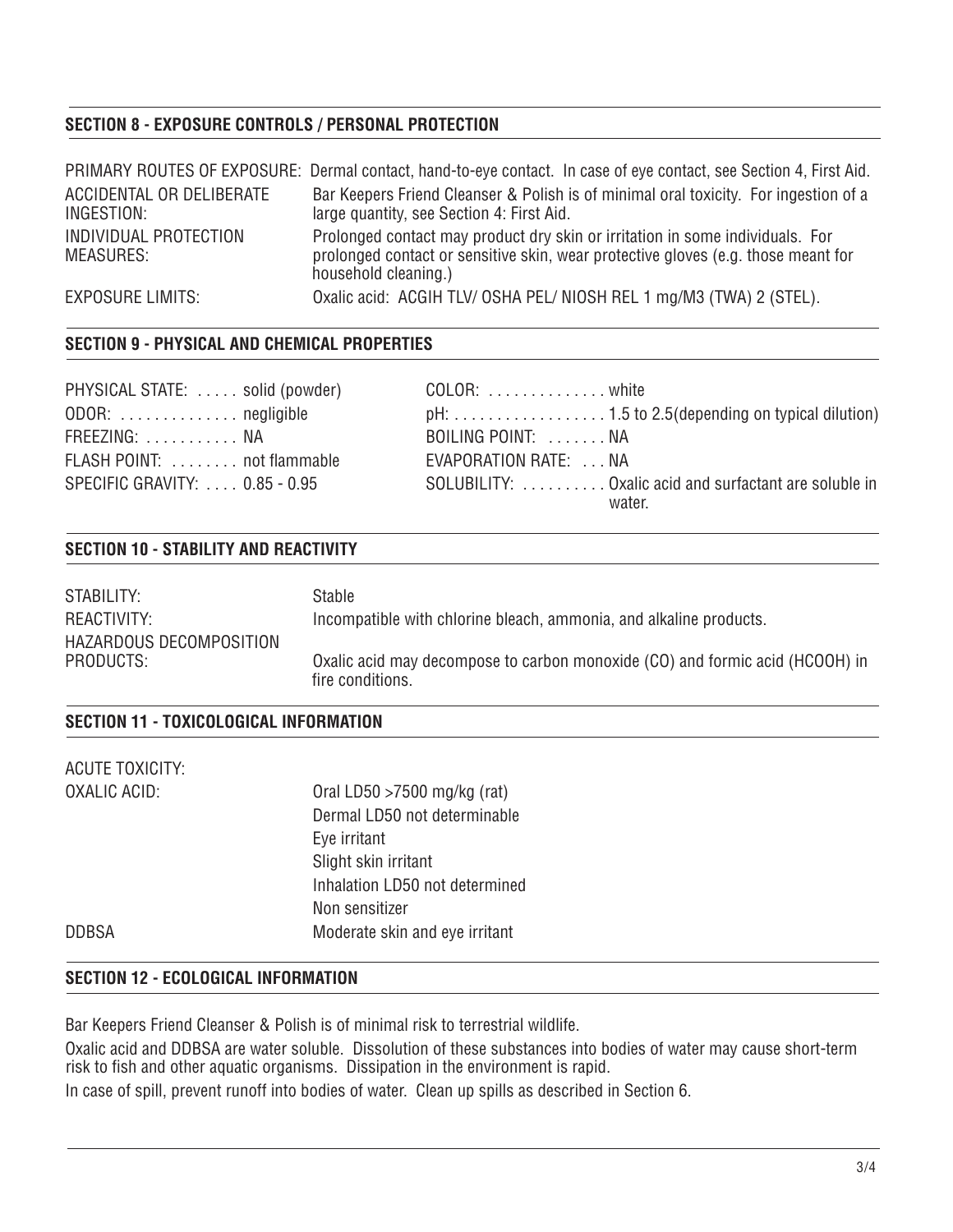## SECTION 8 - EXPOSURE CONTROLS / PERSONAL PROTECTION

| | |
|---|---|
| PRIMARY ROUTES OF EXPOSURE: | Dermal contact, hand-to-eye contact. In case of eye contact, see Section 4, First Aid. |
| ACCIDENTAL OR DELIBERATE INGESTION: | Bar Keepers Friend Cleanser & Polish is of minimal oral toxicity. For ingestion of a large quantity, see Section 4: First Aid. |
| INDIVIDUAL PROTECTION MEASURES: | Prolonged contact may product dry skin or irritation in some individuals. For prolonged contact or sensitive skin, wear protective gloves (e.g. those meant for household cleaning.) |
| EXPOSURE LIMITS: | Oxalic acid: ACGIH TLV/ OSHA PEL/ NIOSH REL 1 mg/M3 (TWA) 2 (STEL). |

## SECTION 9 - PHYSICAL AND CHEMICAL PROPERTIES

PHYSICAL STATE: . . . . . solid (powder)

ODOR: . . . . . . . . . . . . . negligible

FREEZING: . . . . . . . . . . . NA

FLASH POINT: . . . . . . . . not flammable

SPECIFIC GRAVITY: . . . . 0.85 - 0.95

COLOR: . . . . . . . . . . . . . white

pH: . . . . . . . . . . . . . . . . . 1.5 to 2.5(depending on typical dilution)

BOILING POINT: . . . . . . . NA

EVAPORATION RATE: . . . NA

SOLUBILITY: . . . . . . . . . . Oxalic acid and surfactant are soluble in water.

## SECTION 10 - STABILITY AND REACTIVITY

| | |
|---|---|
| STABILITY: | Stable |
| REACTIVITY: | Incompatible with chlorine bleach, ammonia, and alkaline products. |
| HAZARDOUS DECOMPOSITION PRODUCTS: | Oxalic acid may decompose to carbon monoxide (CO) and formic acid (HCOOH) in fire conditions. |

## SECTION 11 - TOXICOLOGICAL INFORMATION

ACUTE TOXICITY:

| | |
|---|---|
| OXALIC ACID: | Oral LD50 >7500 mg/kg (rat) |
| | Dermal LD50 not determinable |
| | Eye irritant |
| | Slight skin irritant |
| | Inhalation LD50 not determined |
| | Non sensitizer |
| DDBSA | Moderate skin and eye irritant |

## SECTION 12 - ECOLOGICAL INFORMATION

Bar Keepers Friend Cleanser & Polish is of minimal risk to terrestrial wildlife.

Oxalic acid and DDBSA are water soluble. Dissolution of these substances into bodies of water may cause short-term risk to fish and other aquatic organisms. Dissipation in the environment is rapid.

In case of spill, prevent runoff into bodies of water. Clean up spills as described in Section 6.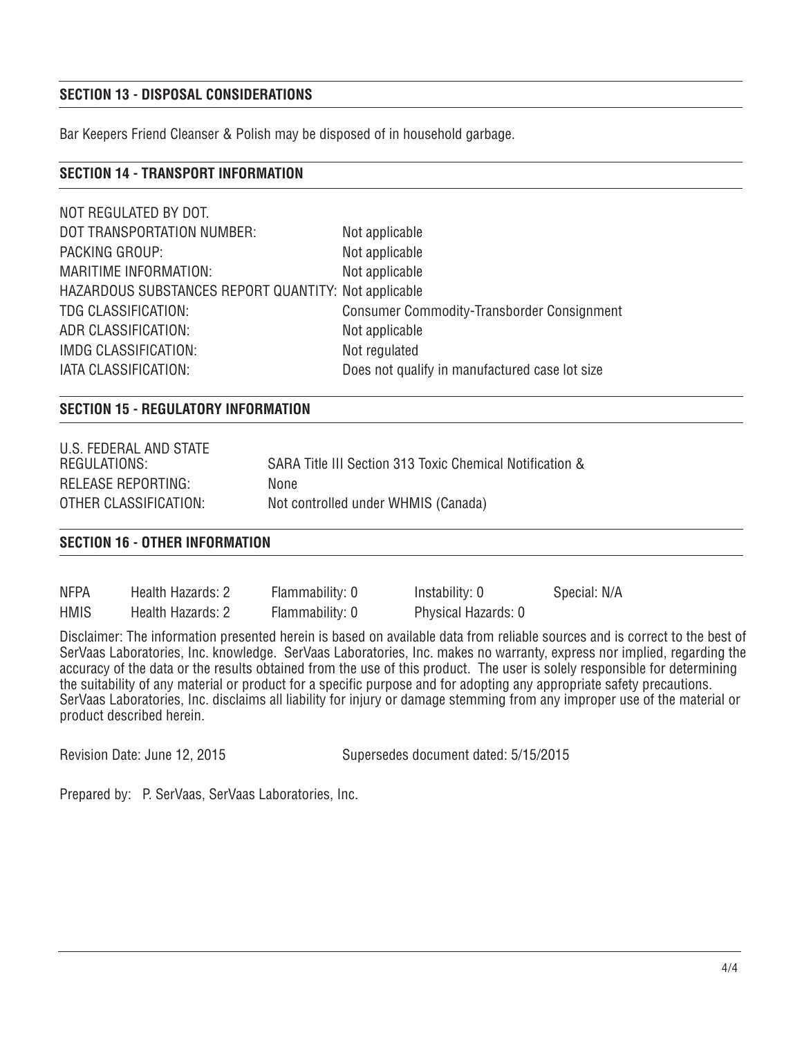## SECTION 13 - DISPOSAL CONSIDERATIONS

Bar Keepers Friend Cleanser & Polish may be disposed of in household garbage.

## SECTION 14 - TRANSPORT INFORMATION

NOT REGULATED BY DOT.

| | |
|---|---|
| DOT TRANSPORTATION NUMBER: | Not applicable |
| PACKING GROUP: | Not applicable |
| MARITIME INFORMATION: | Not applicable |
| HAZARDOUS SUBSTANCES REPORT QUANTITY: | Not applicable |
| TDG CLASSIFICATION: | Consumer Commodity-Transborder Consignment |
| ADR CLASSIFICATION: | Not applicable |
| IMDG CLASSIFICATION: | Not regulated |
| IATA CLASSIFICATION: | Does not qualify in manufactured case lot size |

## SECTION 15 - REGULATORY INFORMATION

| | |
|---|---|
| U.S. FEDERAL AND STATE REGULATIONS: | SARA Title III Section 313 Toxic Chemical Notification & |
| RELEASE REPORTING: | None |
| OTHER CLASSIFICATION: | Not controlled under WHMIS (Canada) |

## SECTION 16 - OTHER INFORMATION

| | | | | |
|---|---|---|---|---|
| NFPA | Health Hazards: 2 | Flammability: 0 | Instability: 0 | Special: N/A |
| HMIS | Health Hazards: 2 | Flammability: 0 | Physical Hazards: 0 | |

Disclaimer: The information presented herein is based on available data from reliable sources and is correct to the best of SerVaas Laboratories, Inc. knowledge. SerVaas Laboratories, Inc. makes no warranty, express nor implied, regarding the accuracy of the data or the results obtained from the use of this product. The user is solely responsible for determining the suitability of any material or product for a specific purpose and for adopting any appropriate safety precautions. SerVaas Laboratories, Inc. disclaims all liability for injury or damage stemming from any improper use of the material or product described herein.

Revision Date: June 12, 2015 Supersedes document dated: 5/15/2015

Prepared by: P. SerVaas, SerVaas Laboratories, Inc.